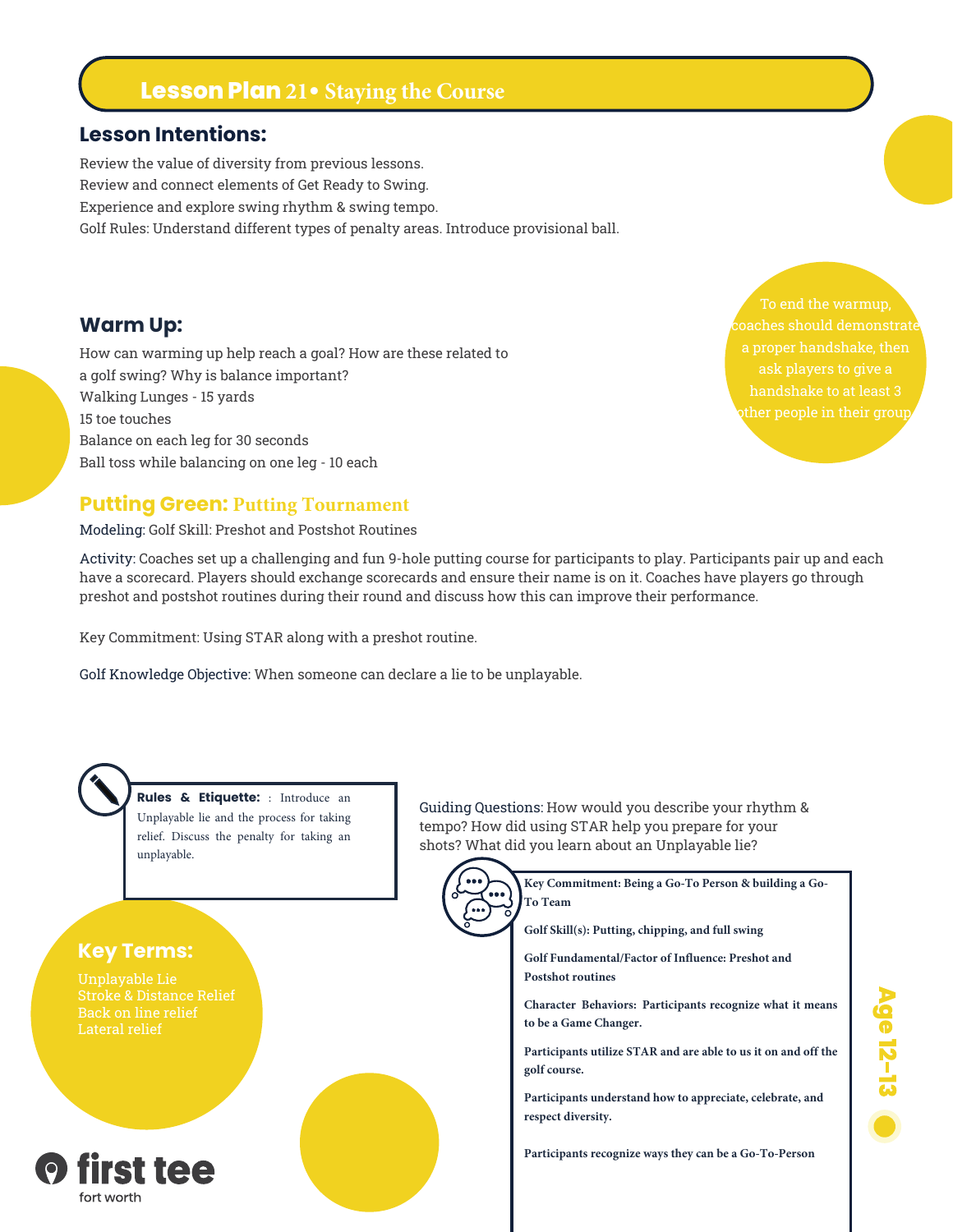# Lesson Plan 21 • Staying the Course

## Lesson Intentions:

Review the value of diversity from previous lessons.
Review and connect elements of Get Ready to Swing.
Experience and explore swing rhythm & swing tempo.
Golf Rules: Understand different types of penalty areas. Introduce provisional ball.

## Warm Up:

How can warming up help reach a goal? How are these related to a golf swing? Why is balance important?
Walking Lunges - 15 yards
15 toe touches
Balance on each leg for 30 seconds
Ball toss while balancing on one leg - 10 each

To end the warmup, coaches should demonstrate a proper handshake, then ask players to give a handshake to at least 3 other people in their group.

## Putting Green: Putting Tournament

Modeling: Golf Skill: Preshot and Postshot Routines

Activity: Coaches set up a challenging and fun 9-hole putting course for participants to play. Participants pair up and each have a scorecard. Players should exchange scorecards and ensure their name is on it. Coaches have players go through preshot and postshot routines during their round and discuss how this can improve their performance.

Key Commitment: Using STAR along with a preshot routine.

Golf Knowledge Objective: When someone can declare a lie to be unplayable.

**Rules & Etiquette:** : Introduce an Unplayable lie and the process for taking relief. Discuss the penalty for taking an unplayable.

Guiding Questions: How would you describe your rhythm & tempo? How did using STAR help you prepare for your shots? What did you learn about an Unplayable lie?

**Key Commitment: Being a Go-To Person & building a Go-To Team**

**Golf Skill(s): Putting, chipping, and full swing**

**Golf Fundamental/Factor of Influence: Preshot and Postshot routines**

**Character Behaviors: Participants recognize what it means to be a Game Changer.**

**Participants utilize STAR and are able to us it on and off the golf course.**

**Participants understand how to appreciate, celebrate, and respect diversity.**

**Participants recognize ways they can be a Go-To-Person**

## Key Terms:

Unplayable Lie
Stroke & Distance Relief
Back on line relief
Lateral relief

Age 12–13

first tee
fort worth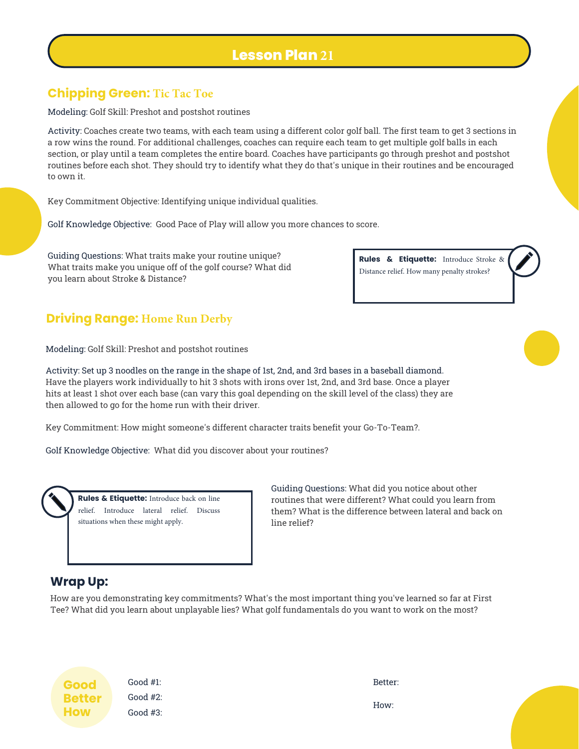# Lesson Plan 21

## Chipping Green: Tic Tac Toe

Modeling: Golf Skill: Preshot and postshot routines

Activity: Coaches create two teams, with each team using a different color golf ball. The first team to get 3 sections in a row wins the round. For additional challenges, coaches can require each team to get multiple golf balls in each section, or play until a team completes the entire board. Coaches have participants go through preshot and postshot routines before each shot. They should try to identify what they do that's unique in their routines and be encouraged to own it.

Key Commitment Objective: Identifying unique individual qualities.

Golf Knowledge Objective: Good Pace of Play will allow you more chances to score.

Guiding Questions: What traits make your routine unique? What traits make you unique off of the golf course? What did you learn about Stroke & Distance?

**Rules & Etiquette:** Introduce Stroke & Distance relief. How many penalty strokes?

## Driving Range: Home Run Derby

Modeling: Golf Skill: Preshot and postshot routines

Activity: Set up 3 noodles on the range in the shape of 1st, 2nd, and 3rd bases in a baseball diamond. Have the players work individually to hit 3 shots with irons over 1st, 2nd, and 3rd base. Once a player hits at least 1 shot over each base (can vary this goal depending on the skill level of the class) they are then allowed to go for the home run with their driver.

Key Commitment: How might someone's different character traits benefit your Go-To-Team?.

Golf Knowledge Objective: What did you discover about your routines?

**Rules & Etiquette:** Introduce back on line relief. Introduce lateral relief. Discuss situations when these might apply.

Guiding Questions: What did you notice about other routines that were different? What could you learn from them? What is the difference between lateral and back on line relief?

## Wrap Up:

How are you demonstrating key commitments? What's the most important thing you've learned so far at First Tee? What did you learn about unplayable lies? What golf fundamentals do you want to work on the most?

**Good Better How**

Good #1:

Good #2:

Good #3:

Better:

How: